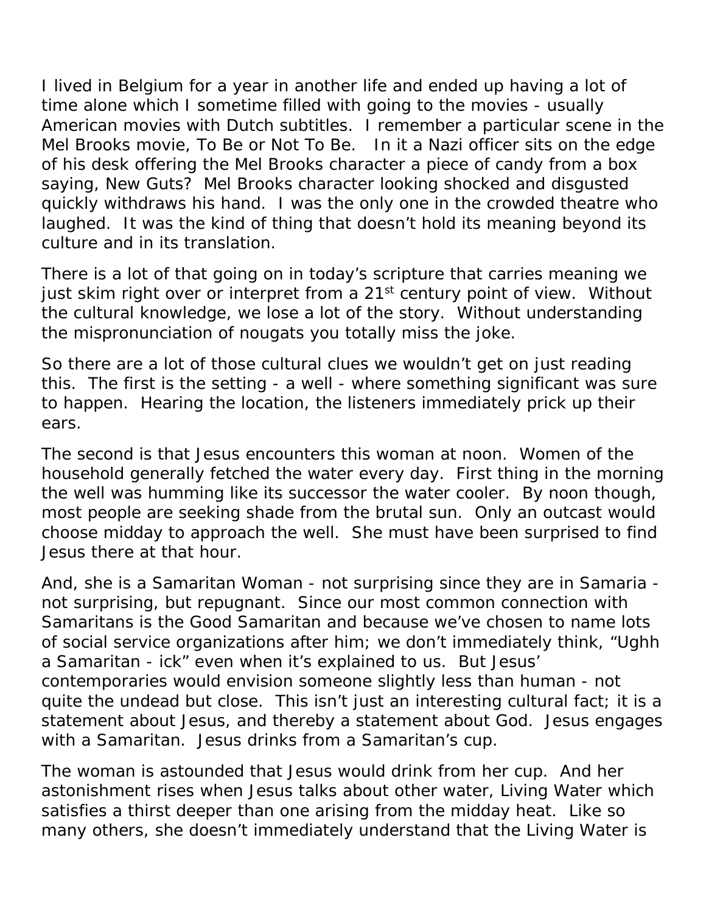I lived in Belgium for a year in another life and ended up having a lot of time alone which I sometime filled with going to the movies - usually American movies with Dutch subtitles. I remember a particular scene in the Mel Brooks movie, To Be or Not To Be. In it a Nazi officer sits on the edge of his desk offering the Mel Brooks character a piece of candy from a box saying, New Guts? Mel Brooks character looking shocked and disgusted quickly withdraws his hand. I was the only one in the crowded theatre who laughed. It was the kind of thing that doesn't hold its meaning beyond its culture and in its translation.

There is a lot of that going on in today's scripture that carries meaning we just skim right over or interpret from a 21st century point of view. Without the cultural knowledge, we lose a lot of the story. Without understanding the mispronunciation of nougats you totally miss the joke.

So there are a lot of those cultural clues we wouldn't get on just reading this. The first is the setting - a well - where something significant was sure to happen. Hearing the location, the listeners immediately prick up their ears.

The second is that Jesus encounters this woman at noon. Women of the household generally fetched the water every day. First thing in the morning the well was humming like its successor the water cooler. By noon though, most people are seeking shade from the brutal sun. Only an outcast would choose midday to approach the well. She must have been surprised to find Jesus there at that hour.

And, she is a Samaritan Woman - not surprising since they are in Samaria - not surprising, but repugnant. Since our most common connection with Samaritans is the Good Samaritan and because we've chosen to name lots of social service organizations after him; we don't immediately think, "Ughh a Samaritan - ick" even when it's explained to us. But Jesus' contemporaries would envision someone slightly less than human - not quite the undead but close. This isn't just an interesting cultural fact; it is a statement about Jesus, and thereby a statement about God. Jesus engages with a Samaritan. Jesus drinks from a Samaritan's cup.

The woman is astounded that Jesus would drink from her cup. And her astonishment rises when Jesus talks about other water, Living Water which satisfies a thirst deeper than one arising from the midday heat. Like so many others, she doesn't immediately understand that the Living Water is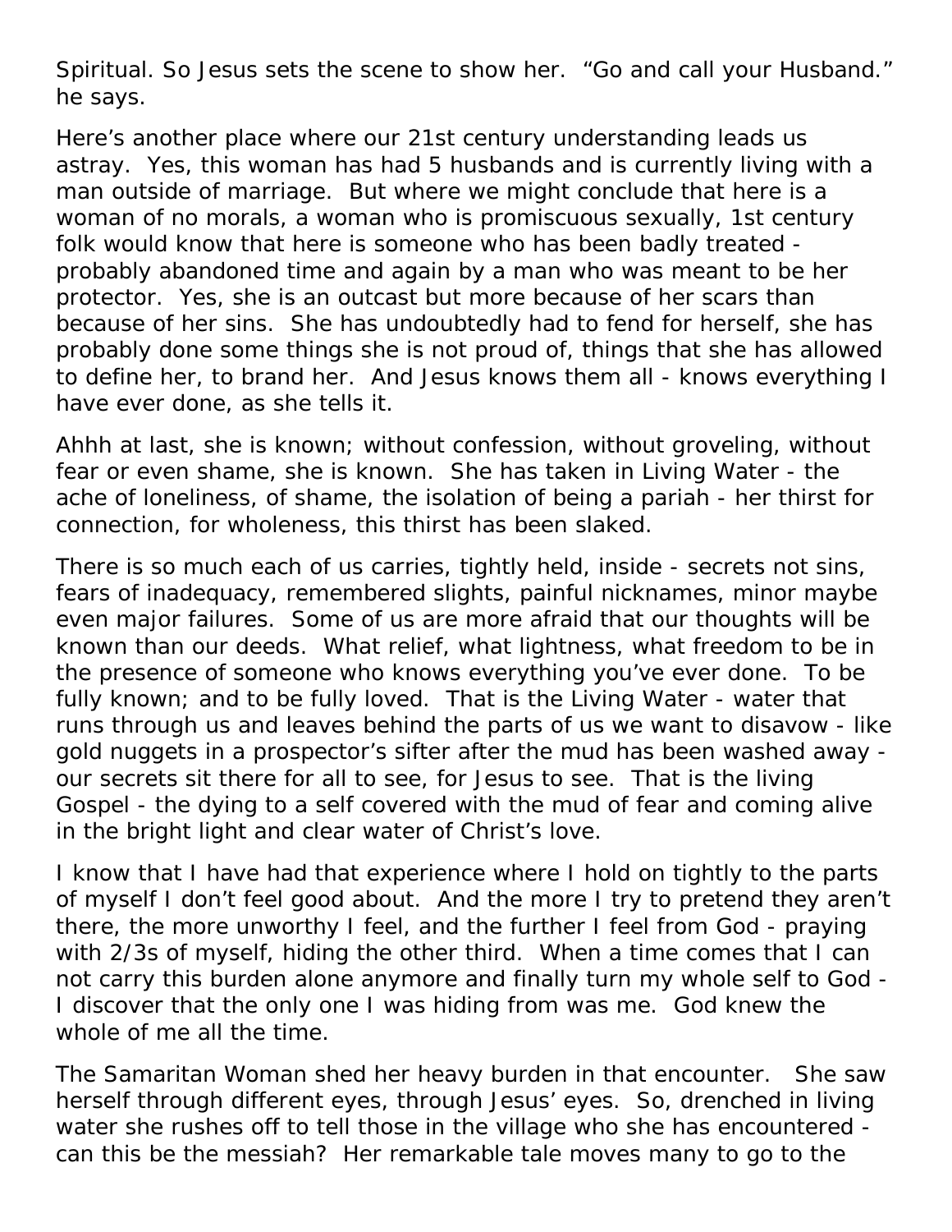Spiritual. So Jesus sets the scene to show her. “Go and call your Husband.” he says.

Here’s another place where our 21st century understanding leads us astray. Yes, this woman has had 5 husbands and is currently living with a man outside of marriage. But where we might conclude that here is a woman of no morals, a woman who is promiscuous sexually, 1st century folk would know that here is someone who has been badly treated - probably abandoned time and again by a man who was meant to be her protector. Yes, she is an outcast but more because of her scars than because of her sins. She has undoubtedly had to fend for herself, she has probably done some things she is not proud of, things that she has allowed to define her, to brand her. And Jesus knows them all - knows everything I have ever done, as she tells it.

Ahhh at last, she is known; without confession, without groveling, without fear or even shame, she is known. She has taken in Living Water - the ache of loneliness, of shame, the isolation of being a pariah - her thirst for connection, for wholeness, this thirst has been slaked.

There is so much each of us carries, tightly held, inside - secrets not sins, fears of inadequacy, remembered slights, painful nicknames, minor maybe even major failures. Some of us are more afraid that our thoughts will be known than our deeds. What relief, what lightness, what freedom to be in the presence of someone who knows everything you’ve ever done. To be fully known; and to be fully loved. That is the Living Water - water that runs through us and leaves behind the parts of us we want to disavow - like gold nuggets in a prospector’s sifter after the mud has been washed away - our secrets sit there for all to see, for Jesus to see. That is the living Gospel - the dying to a self covered with the mud of fear and coming alive in the bright light and clear water of Christ’s love.

I know that I have had that experience where I hold on tightly to the parts of myself I don’t feel good about. And the more I try to pretend they aren’t there, the more unworthy I feel, and the further I feel from God - praying with 2/3s of myself, hiding the other third. When a time comes that I can not carry this burden alone anymore and finally turn my whole self to God - I discover that the only one I was hiding from was me. God knew the whole of me all the time.

The Samaritan Woman shed her heavy burden in that encounter. She saw herself through different eyes, through Jesus’ eyes. So, drenched in living water she rushes off to tell those in the village who she has encountered - can this be the messiah? Her remarkable tale moves many to go to the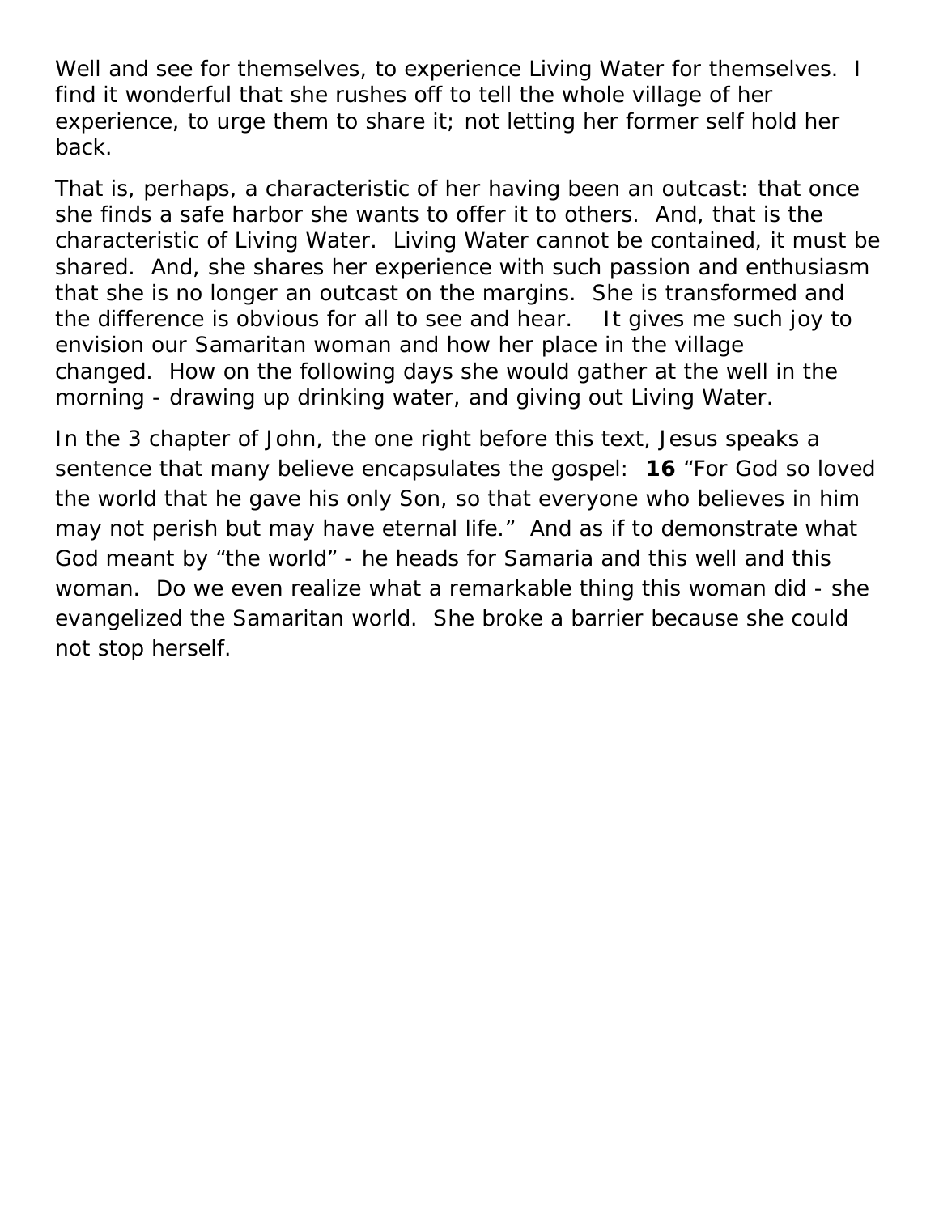Well and see for themselves, to experience Living Water for themselves. I find it wonderful that she rushes off to tell the whole village of her experience, to urge them to share it; not letting her former self hold her back.

That is, perhaps, a characteristic of her having been an outcast: that once she finds a safe harbor she wants to offer it to others. And, that is the characteristic of Living Water. Living Water cannot be contained, it must be shared. And, she shares her experience with such passion and enthusiasm that she is no longer an outcast on the margins. She is transformed and the difference is obvious for all to see and hear. It gives me such joy to envision our Samaritan woman and how her place in the village changed. How on the following days she would gather at the well in the morning - drawing up drinking water, and giving out Living Water.

In the 3 chapter of John, the one right before this text, Jesus speaks a sentence that many believe encapsulates the gospel: **16** "For God so loved the world that he gave his only Son, so that everyone who believes in him may not perish but may have eternal life." And as if to demonstrate what God meant by "the world" - he heads for Samaria and this well and this woman. Do we even realize what a remarkable thing this woman did - she evangelized the Samaritan world. She broke a barrier because she could not stop herself.